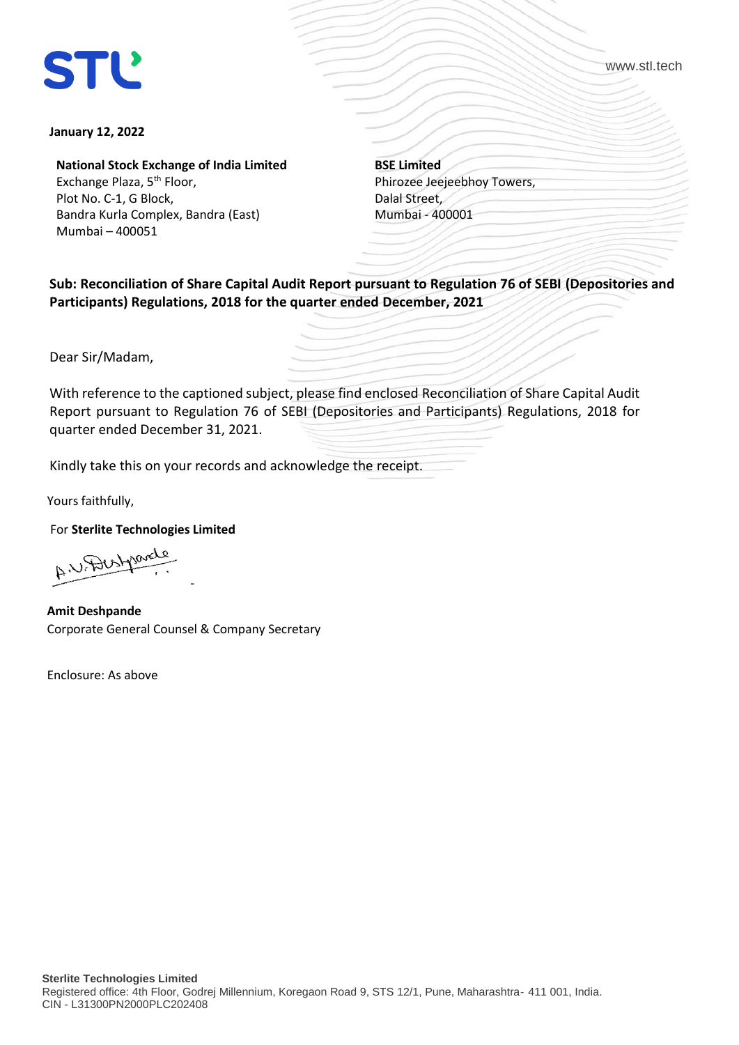STL

www.stl.tech

**January 12, 2022**

**National Stock Exchange of India Limited**
Exchange Plaza, 5th Floor,
Plot No. C-1, G Block,
Bandra Kurla Complex, Bandra (East)
Mumbai – 400051

**BSE Limited**
Phirozee Jeejeebhoy Towers,
Dalal Street,
Mumbai - 400001

**Sub: Reconciliation of Share Capital Audit Report pursuant to Regulation 76 of SEBI (Depositories and Participants) Regulations, 2018 for the quarter ended December, 2021**

Dear Sir/Madam,

With reference to the captioned subject, please find enclosed Reconciliation of Share Capital Audit Report pursuant to Regulation 76 of SEBI (Depositories and Participants) Regulations, 2018 for quarter ended December 31, 2021.

Kindly take this on your records and acknowledge the receipt.

Yours faithfully,

For **Sterlite Technologies Limited**

A.V. Deshpande

**Amit Deshpande**
Corporate General Counsel & Company Secretary

Enclosure: As above

**Sterlite Technologies Limited**
Registered office: 4th Floor, Godrej Millennium, Koregaon Road 9, STS 12/1, Pune, Maharashtra- 411 001, India.
CIN - L31300PN2000PLC202408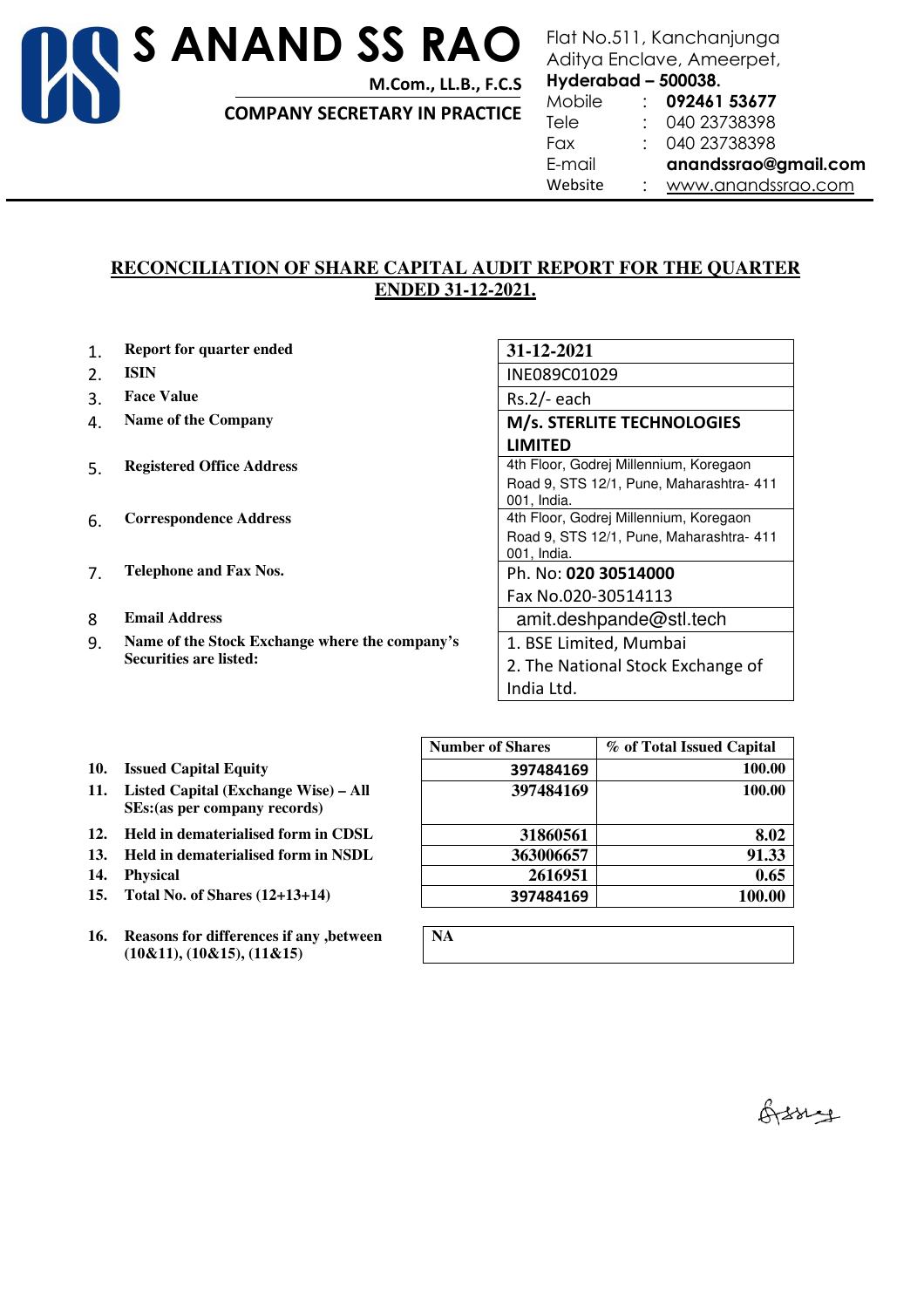# S ANAND SS RAO

**M.Com., LL.B., F.C.S**

**COMPANY SECRETARY IN PRACTICE**

Flat No.511, Kanchanjunga Aditya Enclave, Ameerpet, **Hyderabad – 500038.**

Mobile : **092461 53677**
Tele : 040 23738398
Fax : 040 23738398
E-mail **anandssrao@gmail.com**
Website : www.anandssrao.com

## RECONCILIATION OF SHARE CAPITAL AUDIT REPORT FOR THE QUARTER ENDED 31-12-2021.

| | | |
|---|---|---|
| 1. | **Report for quarter ended** | **31-12-2021** |
| 2. | **ISIN** | INE089C01029 |
| 3. | **Face Value** | Rs.2/- each |
| 4. | **Name of the Company** | **M/s. STERLITE TECHNOLOGIES LIMITED** |
| 5. | **Registered Office Address** | 4th Floor, Godrej Millennium, Koregaon Road 9, STS 12/1, Pune, Maharashtra- 411 001, India. |
| 6. | **Correspondence Address** | 4th Floor, Godrej Millennium, Koregaon Road 9, STS 12/1, Pune, Maharashtra- 411 001, India. |
| 7. | **Telephone and Fax Nos.** | Ph. No: **020 30514000**<br>Fax No.020-30514113 |
| 8 | **Email Address** | amit.deshpande@stl.tech |
| 9. | **Name of the Stock Exchange where the company's Securities are listed:** | 1. BSE Limited, Mumbai<br>2. The National Stock Exchange of India Ltd. |

| | | **Number of Shares** | **% of Total Issued Capital** |
|---|---|---|---|
| 10. | **Issued Capital Equity** | 397484169 | 100.00 |
| 11. | **Listed Capital (Exchange Wise) – All SEs:(as per company records)** | 397484169 | 100.00 |
| 12. | **Held in dematerialised form in CDSL** | 31860561 | 8.02 |
| 13. | **Held in dematerialised form in NSDL** | 363006657 | 91.33 |
| 14. | **Physical** | 2616951 | 0.65 |
| 15. | **Total No. of Shares (12+13+14)** | 397484169 | 100.00 |

| | | |
|---|---|---|
| 16. | **Reasons for differences if any ,between (10&11), (10&15), (11&15)** | **NA** |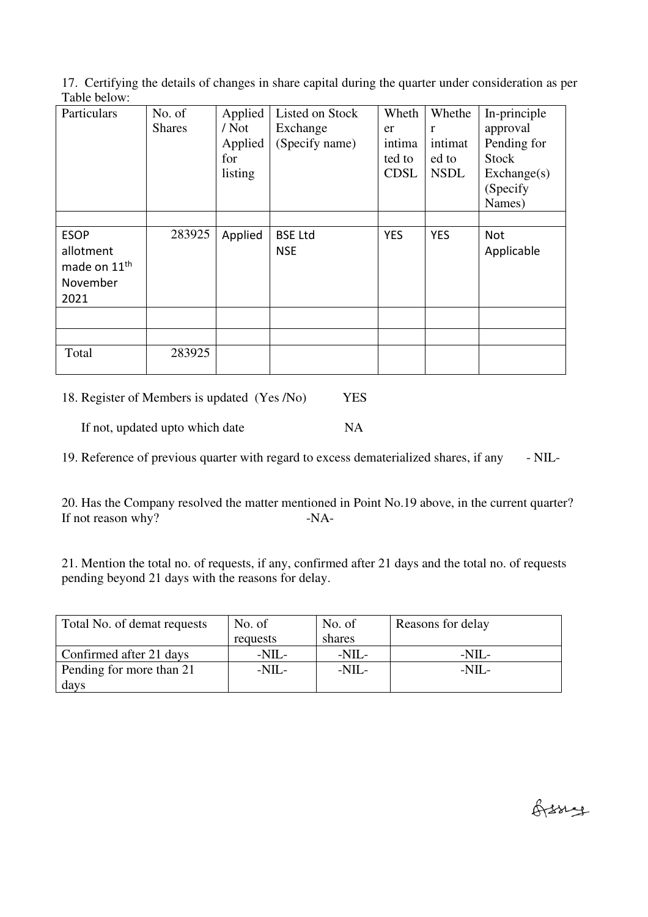17. Certifying the details of changes in share capital during the quarter under consideration as per Table below:

| Particulars | No. of Shares | Applied / Not Applied for listing | Listed on Stock Exchange (Specify name) | Whether intimated to CDSL | Whether intimated to NSDL | In-principle approval Pending for Stock Exchange(s) (Specify Names) |
|---|---|---|---|---|---|---|
| | | | | | | |
| ESOP allotment made on 11th November 2021 | 283925 | Applied | BSE Ltd NSE | YES | YES | Not Applicable |
| | | | | | | |
| | | | | | | |
| Total | 283925 | | | | | |

18. Register of Members is updated (Yes /No) YES

If not, updated upto which date NA

19. Reference of previous quarter with regard to excess dematerialized shares, if any - NIL-

20. Has the Company resolved the matter mentioned in Point No.19 above, in the current quarter? If not reason why? -NA-

21. Mention the total no. of requests, if any, confirmed after 21 days and the total no. of requests pending beyond 21 days with the reasons for delay.

| Total No. of demat requests | No. of requests | No. of shares | Reasons for delay |
|---|---|---|---|
| Confirmed after 21 days | -NIL- | -NIL- | -NIL- |
| Pending for more than 21 days | -NIL- | -NIL- | -NIL- |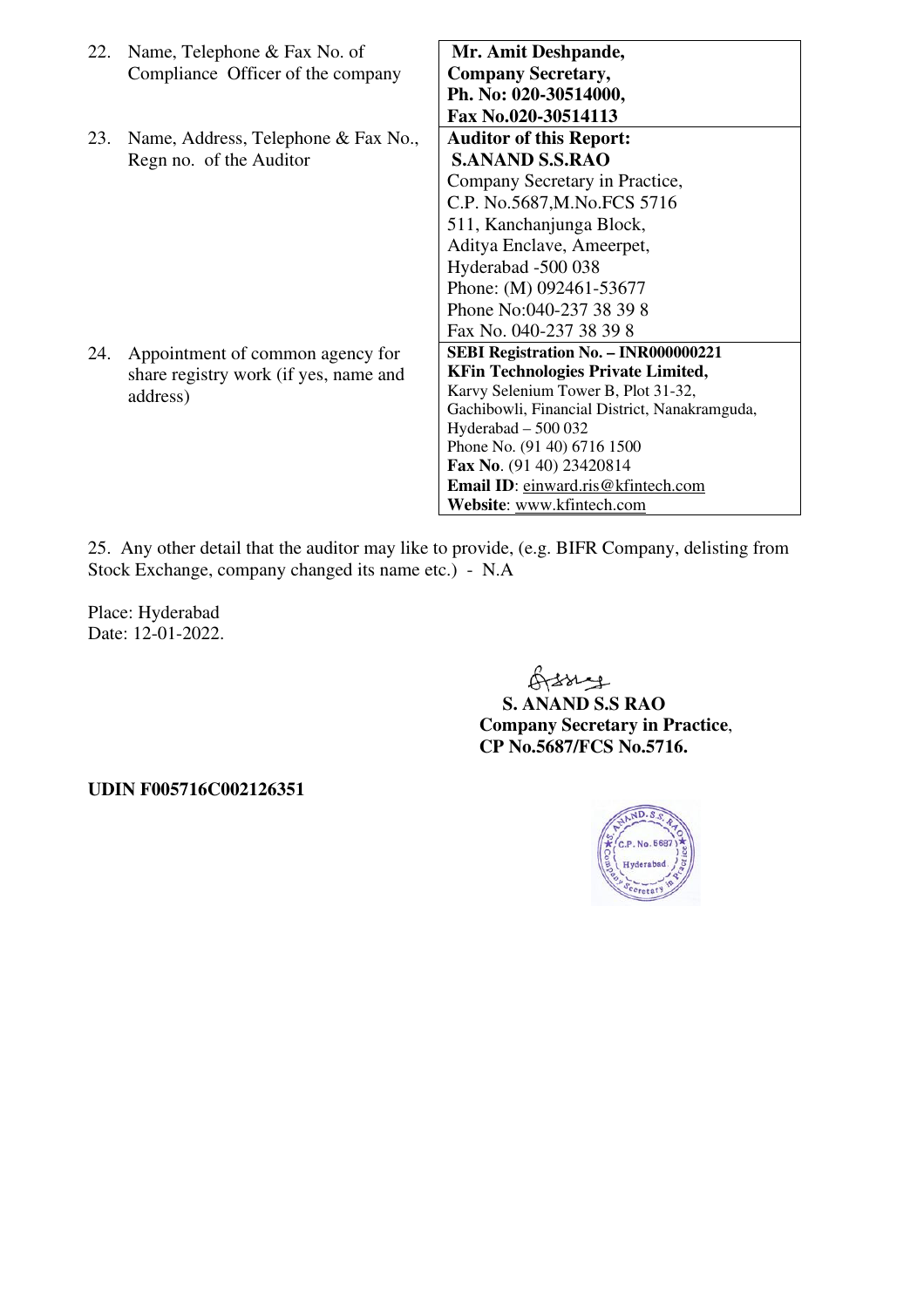| | | |
|---|---|---|
| 22. | Name, Telephone & Fax No. of Compliance Officer of the company | **Mr. Amit Deshpande,**<br>**Company Secretary,**<br>**Ph. No: 020-30514000,**<br>**Fax No.020-30514113** |
| 23. | Name, Address, Telephone & Fax No., Regn no. of the Auditor | **Auditor of this Report:**<br>**S.ANAND S.S.RAO**<br>Company Secretary in Practice,<br>C.P. No.5687,M.No.FCS 5716<br>511, Kanchanjunga Block,<br>Aditya Enclave, Ameerpet,<br>Hyderabad -500 038<br>Phone: (M) 092461-53677<br>Phone No:040-237 38 39 8<br>Fax No. 040-237 38 39 8 |
| 24. | Appointment of common agency for share registry work (if yes, name and address) | **SEBI Registration No. – INR000000221**<br>**KFin Technologies Private Limited,**<br>Karvy Selenium Tower B, Plot 31-32,<br>Gachibowli, Financial District, Nanakramguda,<br>Hyderabad – 500 032<br>Phone No. (91 40) 6716 1500<br>**Fax No**. (91 40) 23420814<br>**Email ID**: einward.ris@kfintech.com<br>**Website**: www.kfintech.com |

25. Any other detail that the auditor may like to provide, (e.g. BIFR Company, delisting from Stock Exchange, company changed its name etc.) - N.A

Place: Hyderabad
Date: 12-01-2022.

**S. ANAND S.S RAO**
**Company Secretary in Practice**,
**CP No.5687/FCS No.5716.**

**UDIN F005716C002126351**